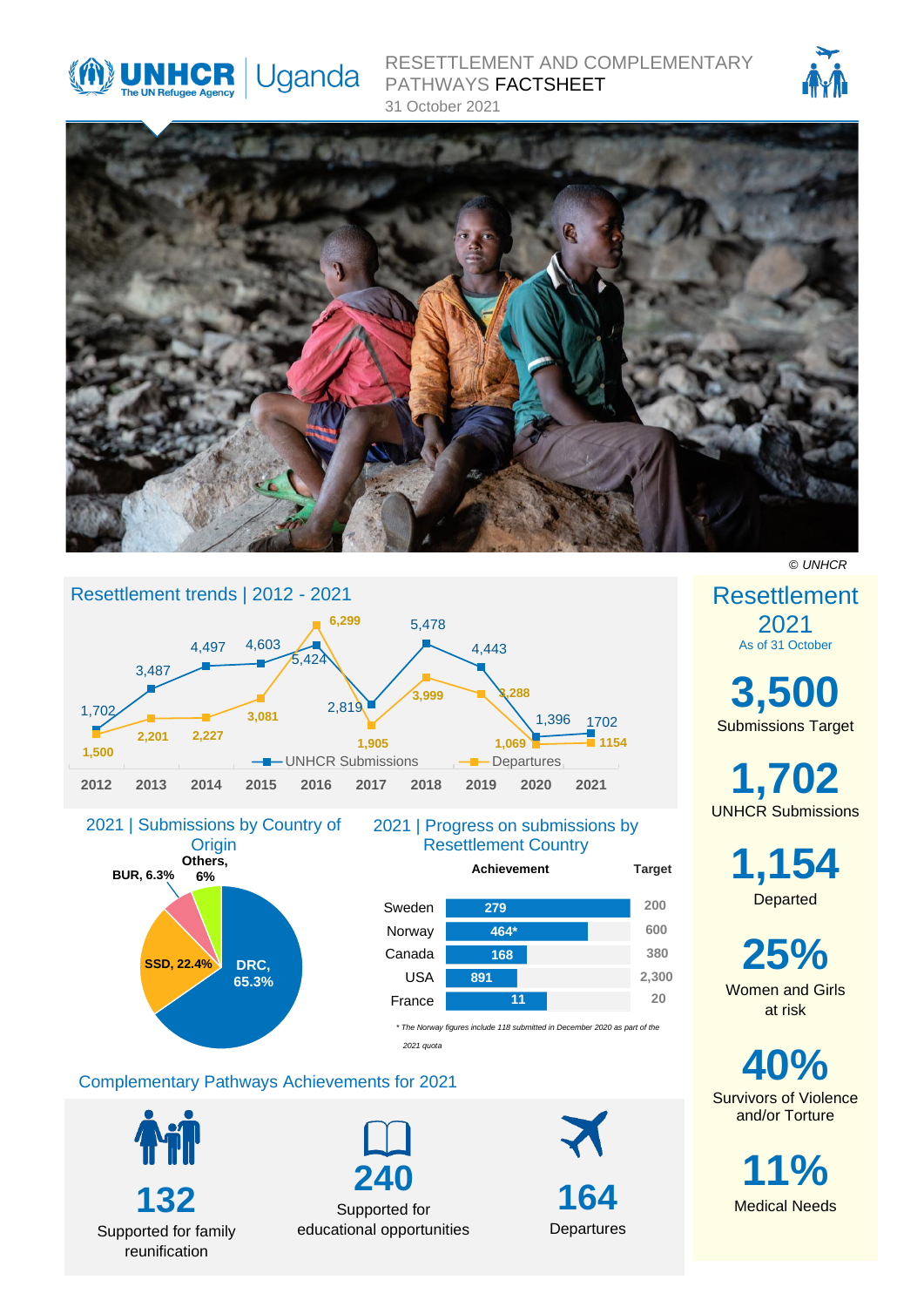# UNHCR Uganda

## RESETTLEMENT AND COMPLEMENTARY PATHWAYS FACTSHEET

31 October 2021

© UNHCR

## Resettlement trends | 2012 - 2021

| Year | UNHCR Submissions | Departures |
|---|---|---|
| 2012 | 1,702 | 1,500 |
| 2013 | 3,487 | 2,201 |
| 2014 | 4,497 | 2,227 |
| 2015 | 4,603 | 3,081 |
| 2016 | 5,424 | 6,299 |
| 2017 | 2,819 | 1,905 |
| 2018 | 5,478 | 3,999 |
| 2019 | 4,443 | 3,288 |
| 2020 | 1,396 | 1,069 |
| 2021 | 1702 | 1154 |

## 2021 | Submissions by Country of Origin

| Country | Share |
|---|---|
| DRC | 65.3% |
| SSD | 22.4% |
| BUR | 6.3% |
| Others | 6% |

## 2021 | Progress on submissions by Resettlement Country

| Country | Achievement | Target |
|---|---|---|
| Sweden | 279 | 200 |
| Norway | 464* | 600 |
| Canada | 168 | 380 |
| USA | 891 | 2,300 |
| France | 11 | 20 |

*\* The Norway figures include 118 submitted in December 2020 as part of the 2021 quota*

## Resettlement 2021

As of 31 October

**3,500** Submissions Target

**1,702** UNHCR Submissions

**1,154** Departed

**25%** Women and Girls at risk

**40%** Survivors of Violence and/or Torture

**11%** Medical Needs

## Complementary Pathways Achievements for 2021

**132** Supported for family reunification

**240** Supported for educational opportunities

**164** Departures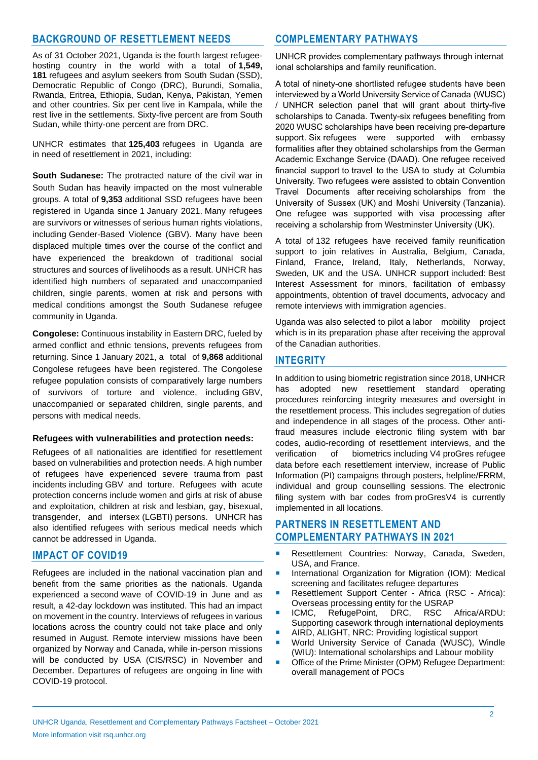## BACKGROUND OF RESETTLEMENT NEEDS

As of 31 October 2021, Uganda is the fourth largest refugee-hosting country in the world with a total of **1,549, 181** refugees and asylum seekers from South Sudan (SSD), Democratic Republic of Congo (DRC), Burundi, Somalia, Rwanda, Eritrea, Ethiopia, Sudan, Kenya, Pakistan, Yemen and other countries. Six per cent live in Kampala, while the rest live in the settlements. Sixty-five percent are from South Sudan, while thirty-one percent are from DRC.

UNHCR estimates that **125,403** refugees in Uganda are in need of resettlement in 2021, including:

**South Sudanese:** The protracted nature of the civil war in South Sudan has heavily impacted on the most vulnerable groups. A total of **9,353** additional SSD refugees have been registered in Uganda since 1 January 2021. Many refugees are survivors or witnesses of serious human rights violations, including Gender-Based Violence (GBV). Many have been displaced multiple times over the course of the conflict and have experienced the breakdown of traditional social structures and sources of livelihoods as a result. UNHCR has identified high numbers of separated and unaccompanied children, single parents, women at risk and persons with medical conditions amongst the South Sudanese refugee community in Uganda.

**Congolese:** Continuous instability in Eastern DRC, fueled by armed conflict and ethnic tensions, prevents refugees from returning. Since 1 January 2021, a total of **9,868** additional Congolese refugees have been registered. The Congolese refugee population consists of comparatively large numbers of survivors of torture and violence, including GBV, unaccompanied or separated children, single parents, and persons with medical needs.

**Refugees with vulnerabilities and protection needs:**

Refugees of all nationalities are identified for resettlement based on vulnerabilities and protection needs. A high number of refugees have experienced severe trauma from past incidents including GBV and torture. Refugees with acute protection concerns include women and girls at risk of abuse and exploitation, children at risk and lesbian, gay, bisexual, transgender, and intersex (LGBTI) persons. UNHCR has also identified refugees with serious medical needs which cannot be addressed in Uganda.

## IMPACT OF COVID19

Refugees are included in the national vaccination plan and benefit from the same priorities as the nationals. Uganda experienced a second wave of COVID-19 in June and as result, a 42-day lockdown was instituted. This had an impact on movement in the country. Interviews of refugees in various locations across the country could not take place and only resumed in August. Remote interview missions have been organized by Norway and Canada, while in-person missions will be conducted by USA (CIS/RSC) in November and December. Departures of refugees are ongoing in line with COVID-19 protocol.

## COMPLEMENTARY PATHWAYS

UNHCR provides complementary pathways through international scholarships and family reunification.

A total of ninety-one shortlisted refugee students have been interviewed by a World University Service of Canada (WUSC) / UNHCR selection panel that will grant about thirty-five scholarships to Canada. Twenty-six refugees benefiting from 2020 WUSC scholarships have been receiving pre-departure support. Six refugees were supported with embassy formalities after they obtained scholarships from the German Academic Exchange Service (DAAD). One refugee received financial support to travel to the USA to study at Columbia University. Two refugees were assisted to obtain Convention Travel Documents after receiving scholarships from the University of Sussex (UK) and Moshi University (Tanzania). One refugee was supported with visa processing after receiving a scholarship from Westminster University (UK).

A total of 132 refugees have received family reunification support to join relatives in Australia, Belgium, Canada, Finland, France, Ireland, Italy, Netherlands, Norway, Sweden, UK and the USA. UNHCR support included: Best Interest Assessment for minors, facilitation of embassy appointments, obtention of travel documents, advocacy and remote interviews with immigration agencies.

Uganda was also selected to pilot a labor mobility project which is in its preparation phase after receiving the approval of the Canadian authorities.

## INTEGRITY

In addition to using biometric registration since 2018, UNHCR has adopted new resettlement standard operating procedures reinforcing integrity measures and oversight in the resettlement process. This includes segregation of duties and independence in all stages of the process. Other anti-fraud measures include electronic filing system with bar codes, audio-recording of resettlement interviews, and the verification of biometrics including V4 proGres refugee data before each resettlement interview, increase of Public Information (PI) campaigns through posters, helpline/FRRM, individual and group counselling sessions. The electronic filing system with bar codes from proGresV4 is currently implemented in all locations.

## PARTNERS IN RESETTLEMENT AND COMPLEMENTARY PATHWAYS IN 2021

- Resettlement Countries: Norway, Canada, Sweden, USA, and France.
- International Organization for Migration (IOM): Medical screening and facilitates refugee departures
- Resettlement Support Center - Africa (RSC - Africa): Overseas processing entity for the USRAP
- ICMC, RefugePoint, DRC, RSC Africa/ARDU: Supporting casework through international deployments
- AIRD, ALIGHT, NRC: Providing logistical support
- World University Service of Canada (WUSC), Windle (WIU): International scholarships and Labour mobility
- Office of the Prime Minister (OPM) Refugee Department: overall management of POCs